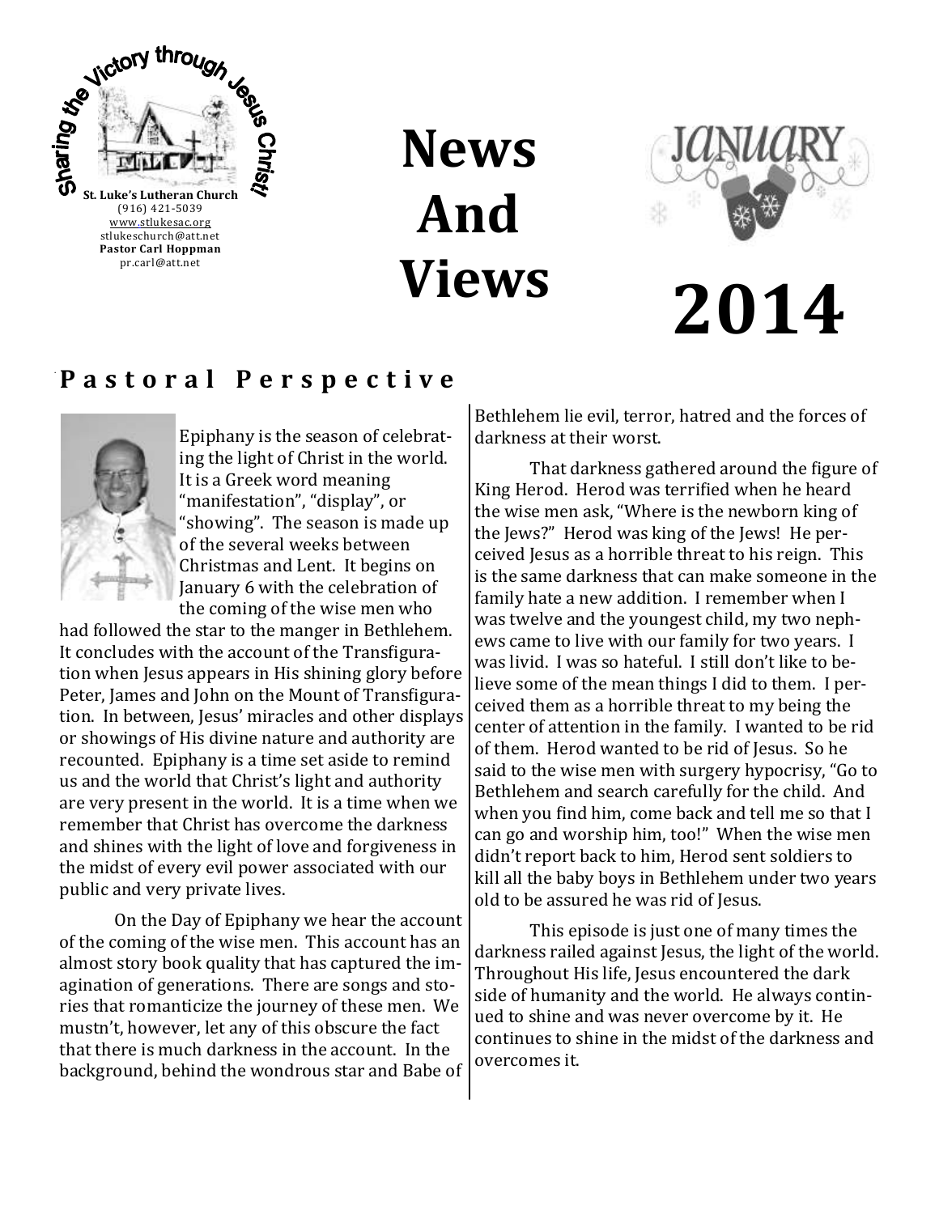Sharing the Victory through Jesus Christ!

**St. Luke's Lutheran Church**
(916) 421-5039
www.stlukesac.org
stlukeschurch@att.net
**Pastor Carl Hoppman**
pr.carl@att.net

# News And Views

JANUARY

# 2014

## Pastoral Perspective

Epiphany is the season of celebrating the light of Christ in the world. It is a Greek word meaning "manifestation", "display", or "showing". The season is made up of the several weeks between Christmas and Lent. It begins on January 6 with the celebration of the coming of the wise men who had followed the star to the manger in Bethlehem. It concludes with the account of the Transfiguration when Jesus appears in His shining glory before Peter, James and John on the Mount of Transfiguration. In between, Jesus' miracles and other displays or showings of His divine nature and authority are recounted. Epiphany is a time set aside to remind us and the world that Christ's light and authority are very present in the world. It is a time when we remember that Christ has overcome the darkness and shines with the light of love and forgiveness in the midst of every evil power associated with our public and very private lives.

On the Day of Epiphany we hear the account of the coming of the wise men. This account has an almost story book quality that has captured the imagination of generations. There are songs and stories that romanticize the journey of these men. We mustn't, however, let any of this obscure the fact that there is much darkness in the account. In the background, behind the wondrous star and Babe of Bethlehem lie evil, terror, hatred and the forces of darkness at their worst.

That darkness gathered around the figure of King Herod. Herod was terrified when he heard the wise men ask, "Where is the newborn king of the Jews?" Herod was king of the Jews! He perceived Jesus as a horrible threat to his reign. This is the same darkness that can make someone in the family hate a new addition. I remember when I was twelve and the youngest child, my two nephews came to live with our family for two years. I was livid. I was so hateful. I still don't like to believe some of the mean things I did to them. I perceived them as a horrible threat to my being the center of attention in the family. I wanted to be rid of them. Herod wanted to be rid of Jesus. So he said to the wise men with surgery hypocrisy, "Go to Bethlehem and search carefully for the child. And when you find him, come back and tell me so that I can go and worship him, too!" When the wise men didn't report back to him, Herod sent soldiers to kill all the baby boys in Bethlehem under two years old to be assured he was rid of Jesus.

This episode is just one of many times the darkness railed against Jesus, the light of the world. Throughout His life, Jesus encountered the dark side of humanity and the world. He always continued to shine and was never overcome by it. He continues to shine in the midst of the darkness and overcomes it.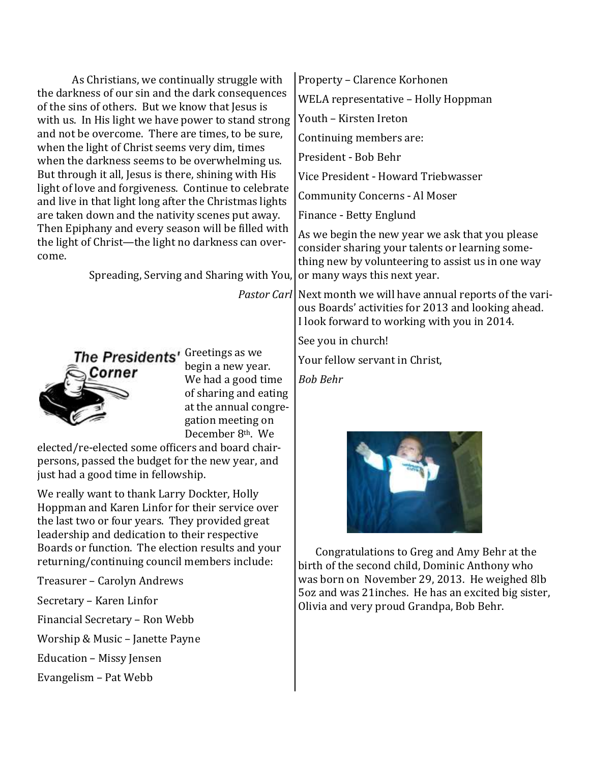As Christians, we continually struggle with the darkness of our sin and the dark consequences of the sins of others. But we know that Jesus is with us. In His light we have power to stand strong and not be overcome. There are times, to be sure, when the light of Christ seems very dim, times when the darkness seems to be overwhelming us. But through it all, Jesus is there, shining with His light of love and forgiveness. Continue to celebrate and live in that light long after the Christmas lights are taken down and the nativity scenes put away. Then Epiphany and every season will be filled with the light of Christ—the light no darkness can overcome.

Spreading, Serving and Sharing with You,

*Pastor Carl*

## The Presidents' Corner

Greetings as we begin a new year. We had a good time of sharing and eating at the annual congregation meeting on December 8th. We elected/re-elected some officers and board chairpersons, passed the budget for the new year, and just had a good time in fellowship.

We really want to thank Larry Dockter, Holly Hoppman and Karen Linfor for their service over the last two or four years. They provided great leadership and dedication to their respective Boards or function. The election results and your returning/continuing council members include:

Treasurer – Carolyn Andrews

Secretary – Karen Linfor

Financial Secretary – Ron Webb

Worship & Music – Janette Payne

Education – Missy Jensen

Evangelism – Pat Webb

Property – Clarence Korhonen

WELA representative – Holly Hoppman

Youth – Kirsten Ireton

Continuing members are:

President - Bob Behr

Vice President - Howard Triebwasser

Community Concerns - Al Moser

Finance - Betty Englund

As we begin the new year we ask that you please consider sharing your talents or learning something new by volunteering to assist us in one way or many ways this next year.

Next month we will have annual reports of the various Boards' activities for 2013 and looking ahead. I look forward to working with you in 2014.

See you in church!

Your fellow servant in Christ,

*Bob Behr*

Congratulations to Greg and Amy Behr at the birth of the second child, Dominic Anthony who was born on November 29, 2013. He weighed 8lb 5oz and was 21inches. He has an excited big sister, Olivia and very proud Grandpa, Bob Behr.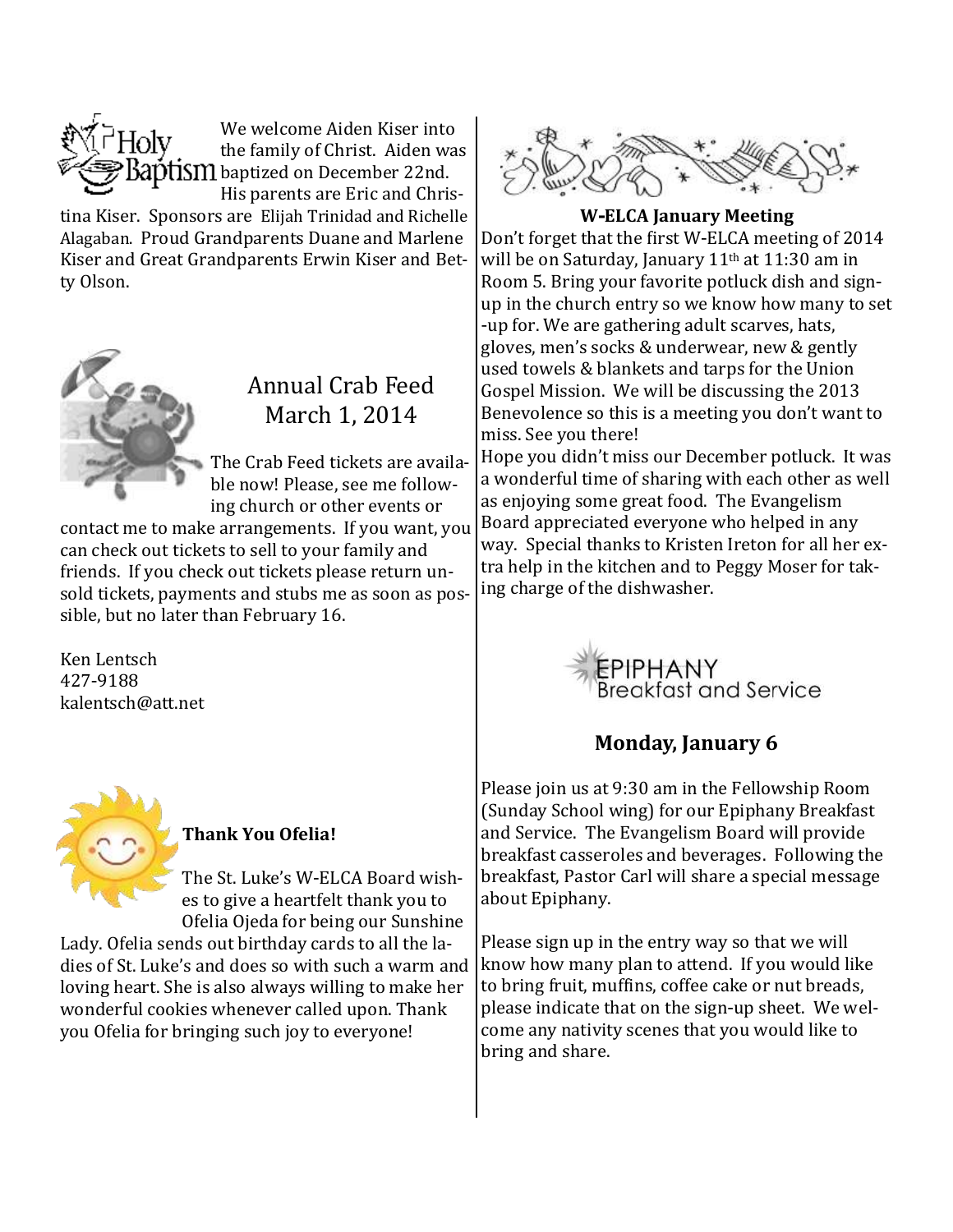## Holy Baptism

We welcome Aiden Kiser into the family of Christ. Aiden was baptized on December 22nd. His parents are Eric and Christina Kiser. Sponsors are Elijah Trinidad and Richelle Alagaban. Proud Grandparents Duane and Marlene Kiser and Great Grandparents Erwin Kiser and Betty Olson.

## Annual Crab Feed March 1, 2014

The Crab Feed tickets are available now! Please, see me following church or other events or contact me to make arrangements. If you want, you can check out tickets to sell to your family and friends. If you check out tickets please return unsold tickets, payments and stubs me as soon as possible, but no later than February 16.

Ken Lentsch
427-9188
kalentsch@att.net

**Thank You Ofelia!**

The St. Luke's W-ELCA Board wishes to give a heartfelt thank you to Ofelia Ojeda for being our Sunshine Lady. Ofelia sends out birthday cards to all the ladies of St. Luke's and does so with such a warm and loving heart. She is also always willing to make her wonderful cookies whenever called upon. Thank you Ofelia for bringing such joy to everyone!

**W-ELCA January Meeting**

Don't forget that the first W-ELCA meeting of 2014 will be on Saturday, January 11th at 11:30 am in Room 5. Bring your favorite potluck dish and sign-up in the church entry so we know how many to set-up for. We are gathering adult scarves, hats, gloves, men's socks & underwear, new & gently used towels & blankets and tarps for the Union Gospel Mission. We will be discussing the 2013 Benevolence so this is a meeting you don't want to miss. See you there!

Hope you didn't miss our December potluck. It was a wonderful time of sharing with each other as well as enjoying some great food. The Evangelism Board appreciated everyone who helped in any way. Special thanks to Kristen Ireton for all her extra help in the kitchen and to Peggy Moser for taking charge of the dishwasher.

## EPIPHANY Breakfast and Service

**Monday, January 6**

Please join us at 9:30 am in the Fellowship Room (Sunday School wing) for our Epiphany Breakfast and Service. The Evangelism Board will provide breakfast casseroles and beverages. Following the breakfast, Pastor Carl will share a special message about Epiphany.

Please sign up in the entry way so that we will know how many plan to attend. If you would like to bring fruit, muffins, coffee cake or nut breads, please indicate that on the sign-up sheet. We welcome any nativity scenes that you would like to bring and share.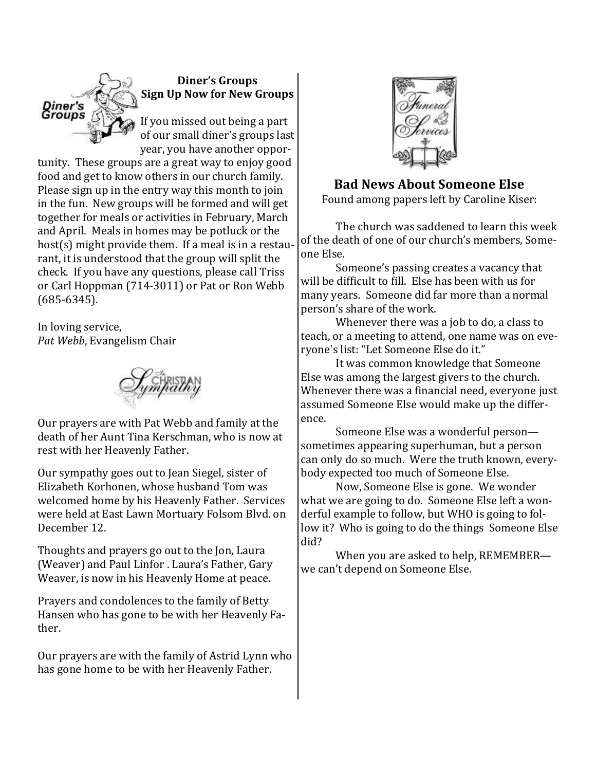## Diner's Groups
### Sign Up Now for New Groups

If you missed out being a part of our small diner's groups last year, you have another opportunity. These groups are a great way to enjoy good food and get to know others in our church family. Please sign up in the entry way this month to join in the fun. New groups will be formed and will get together for meals or activities in February, March and April. Meals in homes may be potluck or the host(s) might provide them. If a meal is in a restaurant, it is understood that the group will split the check. If you have any questions, please call Triss or Carl Hoppman (714-3011) or Pat or Ron Webb (685-6345).

In loving service,
*Pat Webb*, Evangelism Chair

Our prayers are with Pat Webb and family at the death of her Aunt Tina Kerschman, who is now at rest with her Heavenly Father.

Our sympathy goes out to Jean Siegel, sister of Elizabeth Korhonen, whose husband Tom was welcomed home by his Heavenly Father. Services were held at East Lawn Mortuary Folsom Blvd. on December 12.

Thoughts and prayers go out to the Jon, Laura (Weaver) and Paul Linfor . Laura's Father, Gary Weaver, is now in his Heavenly Home at peace.

Prayers and condolences to the family of Betty Hansen who has gone to be with her Heavenly Father.

Our prayers are with the family of Astrid Lynn who has gone home to be with her Heavenly Father.

## Bad News About Someone Else

Found among papers left by Caroline Kiser:

The church was saddened to learn this week of the death of one of our church's members, Someone Else.

Someone's passing creates a vacancy that will be difficult to fill. Else has been with us for many years. Someone did far more than a normal person's share of the work.

Whenever there was a job to do, a class to teach, or a meeting to attend, one name was on everyone's list: "Let Someone Else do it."

It was common knowledge that Someone Else was among the largest givers to the church. Whenever there was a financial need, everyone just assumed Someone Else would make up the difference.

Someone Else was a wonderful person—sometimes appearing superhuman, but a person can only do so much. Were the truth known, everybody expected too much of Someone Else.

Now, Someone Else is gone. We wonder what we are going to do. Someone Else left a wonderful example to follow, but WHO is going to follow it? Who is going to do the things Someone Else did?

When you are asked to help, REMEMBER—we can't depend on Someone Else.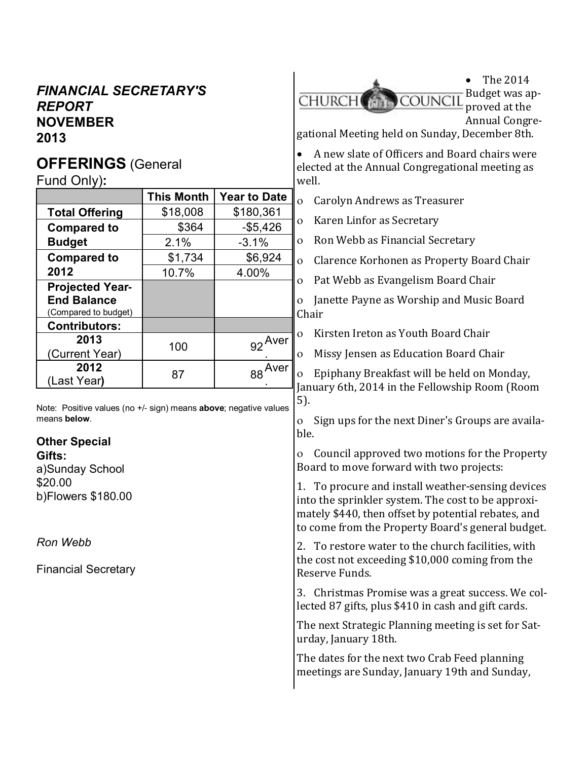## *FINANCIAL SECRETARY'S REPORT* **NOVEMBER 2013**

## **OFFERINGS** (General Fund Only)**:**

| | This Month | Year to Date |
|---|---|---|
| **Total Offering** | $18,008 | $180,361 |
| **Compared to Budget** | $364 | -$5,426 |
| | 2.1% | -3.1% |
| **Compared to 2012** | $1,734 | $6,924 |
| | 10.7% | 4.00% |
| **Projected Year-End Balance** (Compared to budget) | | |
| **Contributors:** | | |
| **2013** (Current Year) | 100 | 92 Aver. |
| **2012** (Last Year) | 87 | 88 Aver. |

Note: Positive values (no +/- sign) means **above**; negative values means **below**.

**Other Special Gifts:**
a)Sunday School $20.00
b)Flowers $180.00

*Ron Webb*

Financial Secretary

## CHURCH COUNCIL

- The 2014 Budget was approved at the Annual Congregational Meeting held on Sunday, December 8th.
- A new slate of Officers and Board chairs were elected at the Annual Congregational meeting as well.

- Carolyn Andrews as Treasurer
- Karen Linfor as Secretary
- Ron Webb as Financial Secretary
- Clarence Korhonen as Property Board Chair
- Pat Webb as Evangelism Board Chair
- Janette Payne as Worship and Music Board Chair
- Kirsten Ireton as Youth Board Chair
- Missy Jensen as Education Board Chair
- Epiphany Breakfast will be held on Monday, January 6th, 2014 in the Fellowship Room (Room 5).
- Sign ups for the next Diner's Groups are available.
- Council approved two motions for the Property Board to move forward with two projects:

1. To procure and install weather-sensing devices into the sprinkler system. The cost to be approximately $440, then offset by potential rebates, and to come from the Property Board's general budget.
2. To restore water to the church facilities, with the cost not exceeding $10,000 coming from the Reserve Funds.
3. Christmas Promise was a great success. We collected 87 gifts, plus $410 in cash and gift cards.

The next Strategic Planning meeting is set for Saturday, January 18th.

The dates for the next two Crab Feed planning meetings are Sunday, January 19th and Sunday,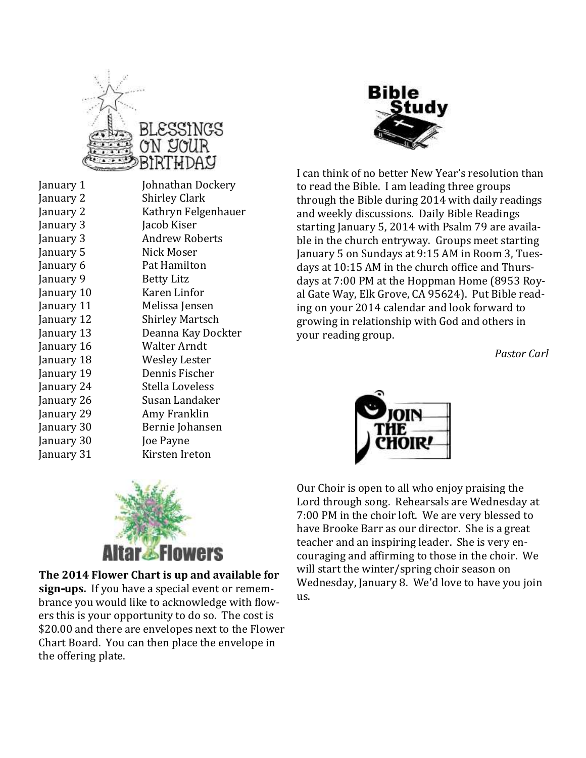## Blessings on Your Birthday

| | |
|---|---|
| January 1 | Johnathan Dockery |
| January 2 | Shirley Clark |
| January 2 | Kathryn Felgenhauer |
| January 3 | Jacob Kiser |
| January 3 | Andrew Roberts |
| January 5 | Nick Moser |
| January 6 | Pat Hamilton |
| January 9 | Betty Litz |
| January 10 | Karen Linfor |
| January 11 | Melissa Jensen |
| January 12 | Shirley Martsch |
| January 13 | Deanna Kay Dockter |
| January 16 | Walter Arndt |
| January 18 | Wesley Lester |
| January 19 | Dennis Fischer |
| January 24 | Stella Loveless |
| January 26 | Susan Landaker |
| January 29 | Amy Franklin |
| January 30 | Bernie Johansen |
| January 30 | Joe Payne |
| January 31 | Kirsten Ireton |

## Altar Flowers

**The 2014 Flower Chart is up and available for sign-ups.** If you have a special event or remembrance you would like to acknowledge with flowers this is your opportunity to do so. The cost is $20.00 and there are envelopes next to the Flower Chart Board. You can then place the envelope in the offering plate.

## Bible Study

I can think of no better New Year's resolution than to read the Bible. I am leading three groups through the Bible during 2014 with daily readings and weekly discussions. Daily Bible Readings starting January 5, 2014 with Psalm 79 are available in the church entryway. Groups meet starting January 5 on Sundays at 9:15 AM in Room 3, Tuesdays at 10:15 AM in the church office and Thursdays at 7:00 PM at the Hoppman Home (8953 Royal Gate Way, Elk Grove, CA 95624). Put Bible reading on your 2014 calendar and look forward to growing in relationship with God and others in your reading group.

*Pastor Carl*

## Join the Choir!

Our Choir is open to all who enjoy praising the Lord through song. Rehearsals are Wednesday at 7:00 PM in the choir loft. We are very blessed to have Brooke Barr as our director. She is a great teacher and an inspiring leader. She is very encouraging and affirming to those in the choir. We will start the winter/spring choir season on Wednesday, January 8. We'd love to have you join us.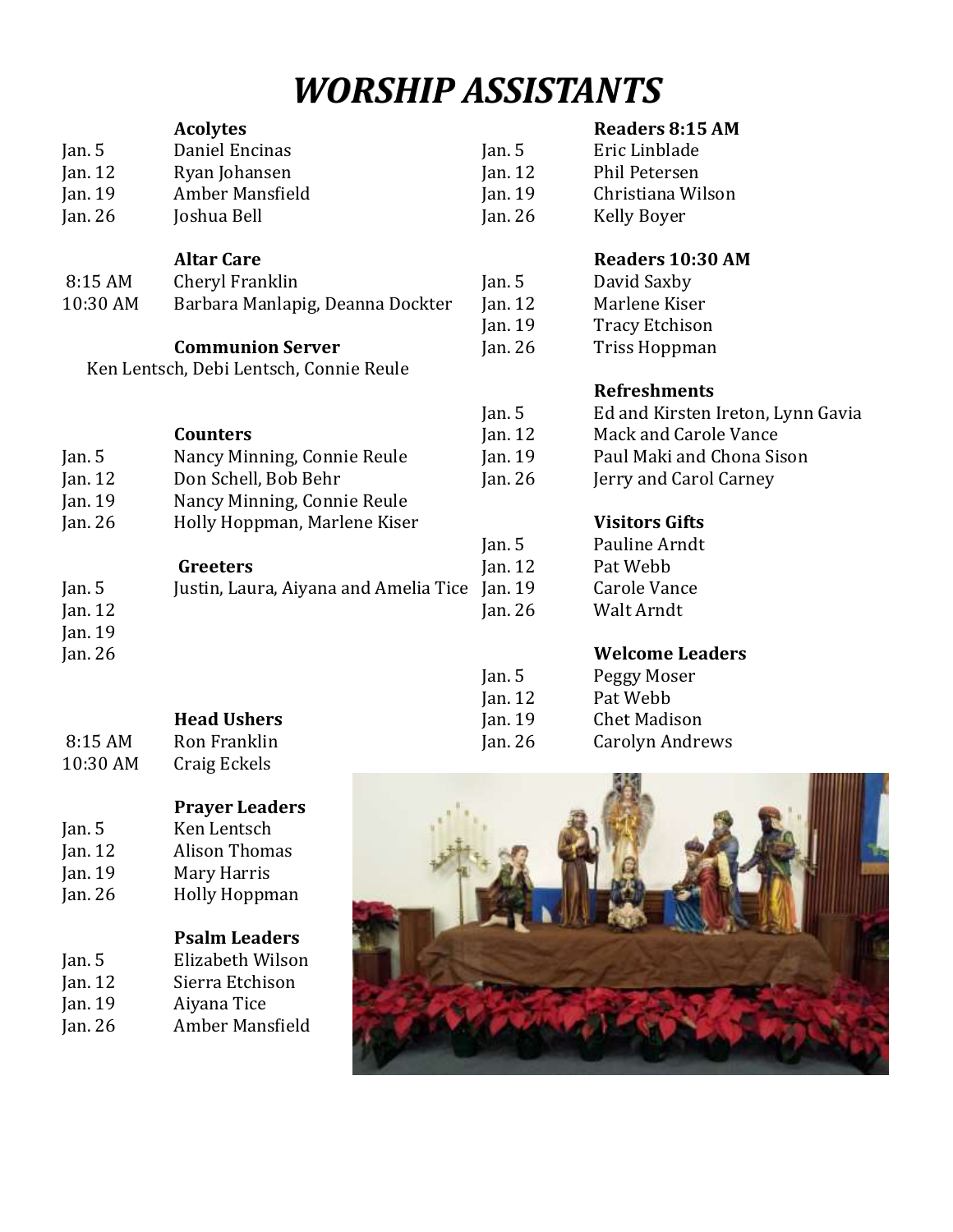# WORSHIP ASSISTANTS

### Acolytes

| | |
|---|---|
| Jan. 5 | Daniel Encinas |
| Jan. 12 | Ryan Johansen |
| Jan. 19 | Amber Mansfield |
| Jan. 26 | Joshua Bell |

### Altar Care

| | |
|---|---|
| 8:15 AM | Cheryl Franklin |
| 10:30 AM | Barbara Manlapig, Deanna Dockter |

### Communion Server

Ken Lentsch, Debi Lentsch, Connie Reule

### Counters

| | |
|---|---|
| Jan. 5 | Nancy Minning, Connie Reule |
| Jan. 12 | Don Schell, Bob Behr |
| Jan. 19 | Nancy Minning, Connie Reule |
| Jan. 26 | Holly Hoppman, Marlene Kiser |

### Greeters

| | |
|---|---|
| Jan. 5 | Justin, Laura, Aiyana and Amelia Tice |
| Jan. 12 | |
| Jan. 19 | |
| Jan. 26 | |

### Head Ushers

| | |
|---|---|
| 8:15 AM | Ron Franklin |
| 10:30 AM | Craig Eckels |

### Prayer Leaders

| | |
|---|---|
| Jan. 5 | Ken Lentsch |
| Jan. 12 | Alison Thomas |
| Jan. 19 | Mary Harris |
| Jan. 26 | Holly Hoppman |

### Psalm Leaders

| | |
|---|---|
| Jan. 5 | Elizabeth Wilson |
| Jan. 12 | Sierra Etchison |
| Jan. 19 | Aiyana Tice |
| Jan. 26 | Amber Mansfield |

### Readers 8:15 AM

| | |
|---|---|
| Jan. 5 | Eric Linblade |
| Jan. 12 | Phil Petersen |
| Jan. 19 | Christiana Wilson |
| Jan. 26 | Kelly Boyer |

### Readers 10:30 AM

| | |
|---|---|
| Jan. 5 | David Saxby |
| Jan. 12 | Marlene Kiser |
| Jan. 19 | Tracy Etchison |
| Jan. 26 | Triss Hoppman |

### Refreshments

| | |
|---|---|
| Jan. 5 | Ed and Kirsten Ireton, Lynn Gavia |
| Jan. 12 | Mack and Carole Vance |
| Jan. 19 | Paul Maki and Chona Sison |
| Jan. 26 | Jerry and Carol Carney |

### Visitors Gifts

| | |
|---|---|
| Jan. 5 | Pauline Arndt |
| Jan. 12 | Pat Webb |
| Jan. 19 | Carole Vance |
| Jan. 26 | Walt Arndt |

### Welcome Leaders

| | |
|---|---|
| Jan. 5 | Peggy Moser |
| Jan. 12 | Pat Webb |
| Jan. 19 | Chet Madison |
| Jan. 26 | Carolyn Andrews |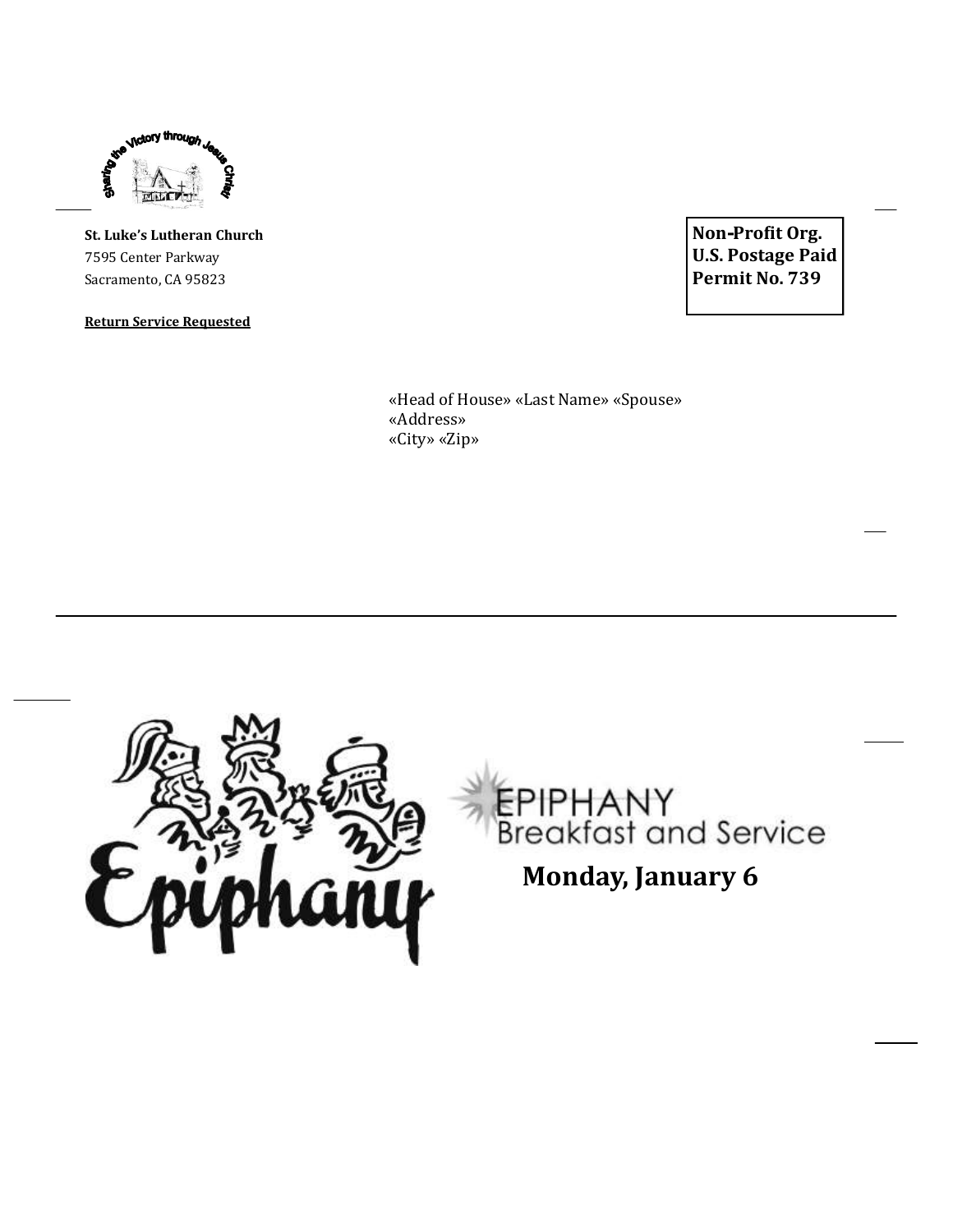**St. Luke's Lutheran Church**
7595 Center Parkway
Sacramento, CA 95823

**Return Service Requested**

**Non-Profit Org.**
**U.S. Postage Paid**
**Permit No. 739**

«Head of House» «Last Name» «Spouse»
«Address»
«City» «Zip»

EPIPHANY
Breakfast and Service

**Monday, January 6**